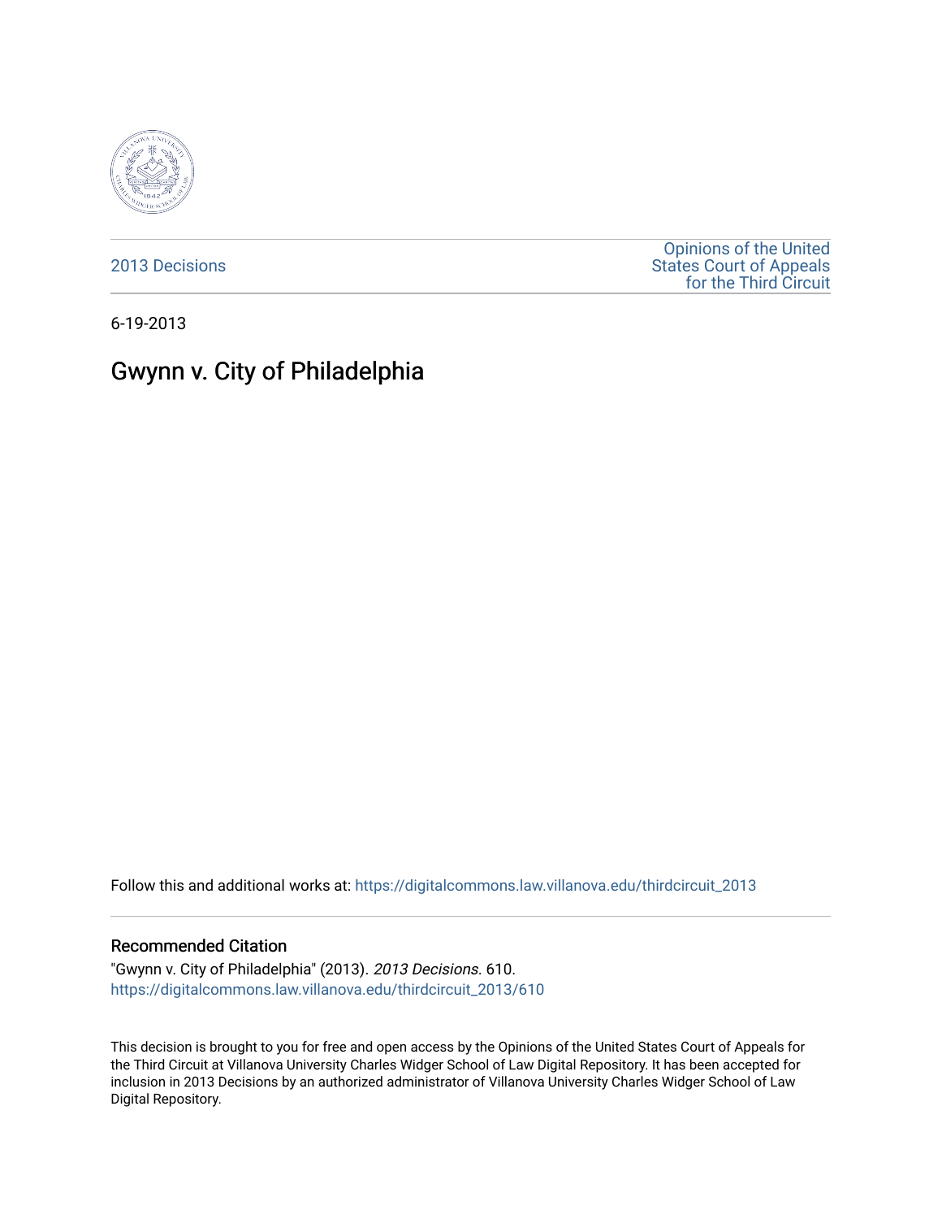2013 Decisions

Opinions of the United States Court of Appeals for the Third Circuit

6-19-2013

# Gwynn v. City of Philadelphia

Follow this and additional works at: https://digitalcommons.law.villanova.edu/thirdcircuit_2013

## Recommended Citation

"Gwynn v. City of Philadelphia" (2013). *2013 Decisions*. 610.
https://digitalcommons.law.villanova.edu/thirdcircuit_2013/610

This decision is brought to you for free and open access by the Opinions of the United States Court of Appeals for the Third Circuit at Villanova University Charles Widger School of Law Digital Repository. It has been accepted for inclusion in 2013 Decisions by an authorized administrator of Villanova University Charles Widger School of Law Digital Repository.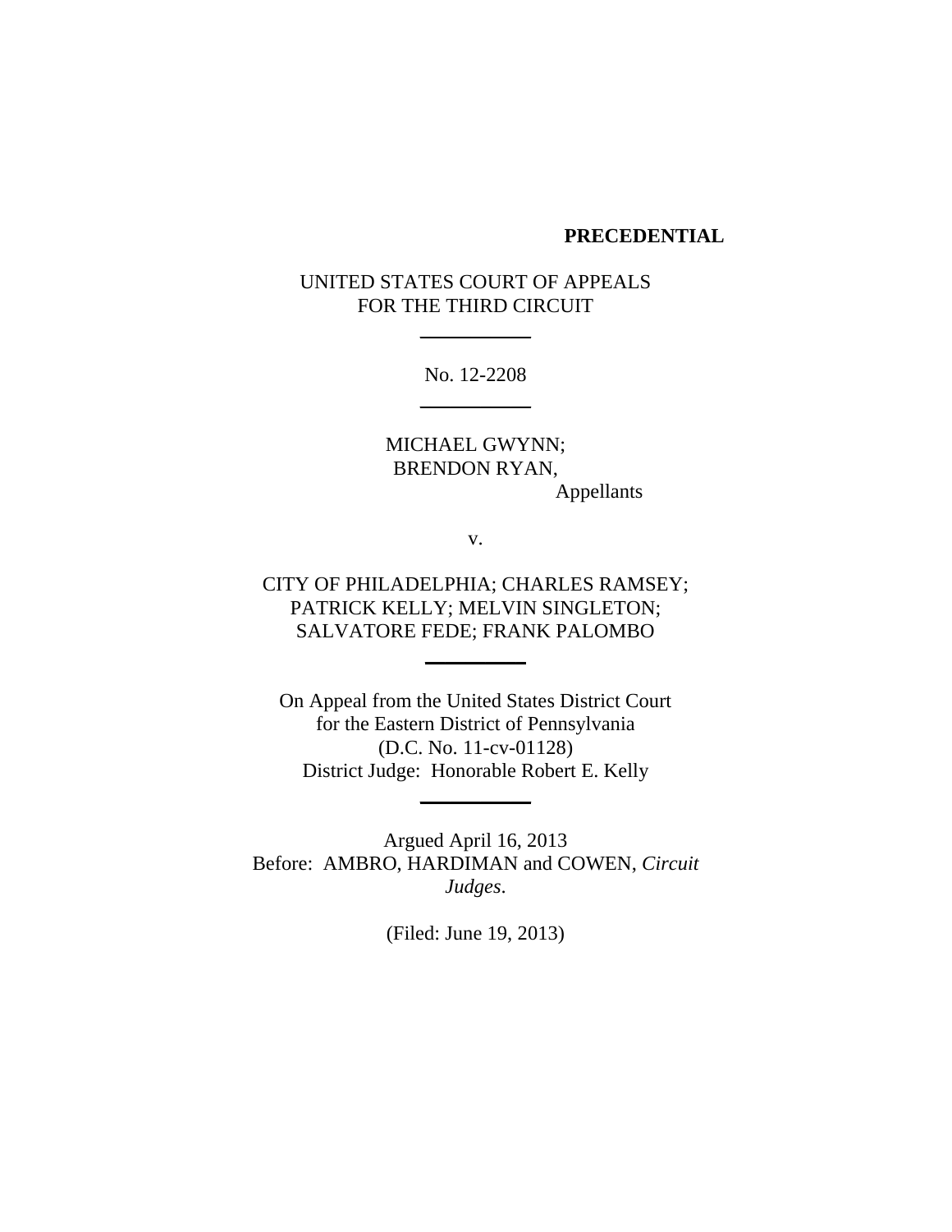**PRECEDENTIAL**

UNITED STATES COURT OF APPEALS
FOR THE THIRD CIRCUIT

No. 12-2208

MICHAEL GWYNN;
BRENDON RYAN,
Appellants

v.

CITY OF PHILADELPHIA; CHARLES RAMSEY;
PATRICK KELLY; MELVIN SINGLETON;
SALVATORE FEDE; FRANK PALOMBO

On Appeal from the United States District Court
for the Eastern District of Pennsylvania
(D.C. No. 11-cv-01128)
District Judge: Honorable Robert E. Kelly

Argued April 16, 2013
Before: AMBRO, HARDIMAN and COWEN, *Circuit Judges*.

(Filed: June 19, 2013)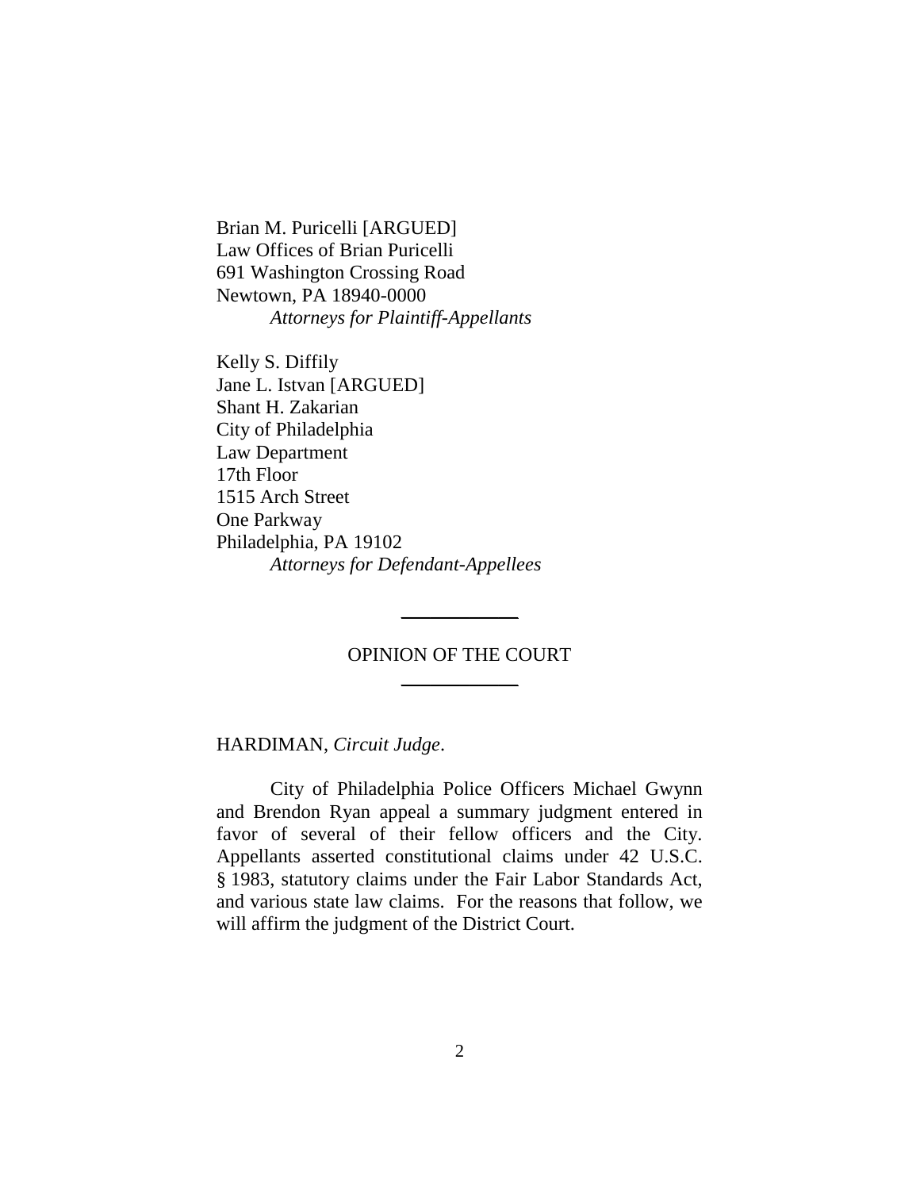Brian M. Puricelli [ARGUED]
Law Offices of Brian Puricelli
691 Washington Crossing Road
Newtown, PA 18940-0000
*Attorneys for Plaintiff-Appellants*

Kelly S. Diffily
Jane L. Istvan [ARGUED]
Shant H. Zakarian
City of Philadelphia
Law Department
17th Floor
1515 Arch Street
One Parkway
Philadelphia, PA 19102
*Attorneys for Defendant-Appellees*

---

OPINION OF THE COURT

---

HARDIMAN, *Circuit Judge*.

City of Philadelphia Police Officers Michael Gwynn and Brendon Ryan appeal a summary judgment entered in favor of several of their fellow officers and the City. Appellants asserted constitutional claims under 42 U.S.C. § 1983, statutory claims under the Fair Labor Standards Act, and various state law claims. For the reasons that follow, we will affirm the judgment of the District Court.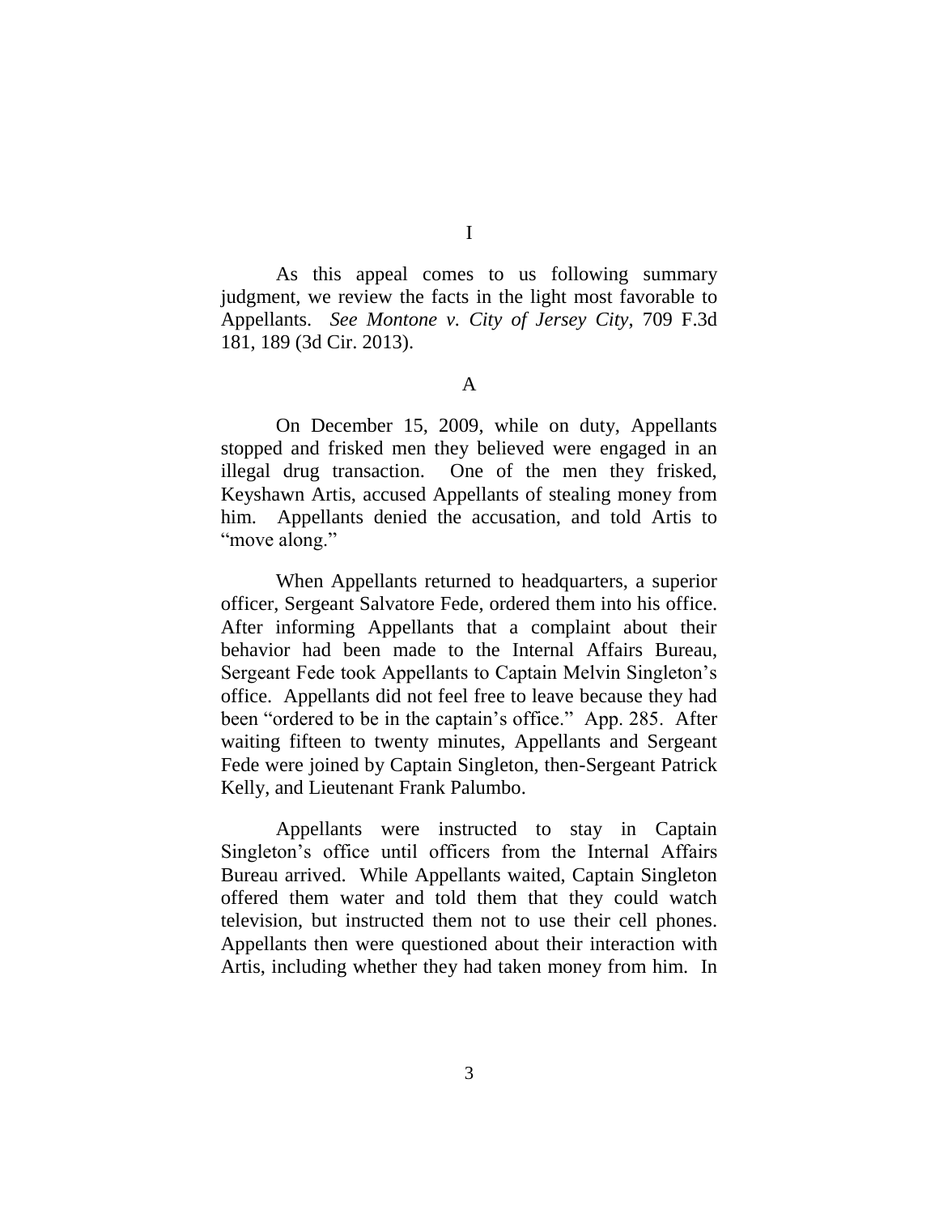# I

As this appeal comes to us following summary judgment, we review the facts in the light most favorable to Appellants. *See Montone v. City of Jersey City*, 709 F.3d 181, 189 (3d Cir. 2013).

## A

On December 15, 2009, while on duty, Appellants stopped and frisked men they believed were engaged in an illegal drug transaction. One of the men they frisked, Keyshawn Artis, accused Appellants of stealing money from him. Appellants denied the accusation, and told Artis to "move along."

When Appellants returned to headquarters, a superior officer, Sergeant Salvatore Fede, ordered them into his office. After informing Appellants that a complaint about their behavior had been made to the Internal Affairs Bureau, Sergeant Fede took Appellants to Captain Melvin Singleton's office. Appellants did not feel free to leave because they had been "ordered to be in the captain's office." App. 285. After waiting fifteen to twenty minutes, Appellants and Sergeant Fede were joined by Captain Singleton, then-Sergeant Patrick Kelly, and Lieutenant Frank Palumbo.

Appellants were instructed to stay in Captain Singleton's office until officers from the Internal Affairs Bureau arrived. While Appellants waited, Captain Singleton offered them water and told them that they could watch television, but instructed them not to use their cell phones. Appellants then were questioned about their interaction with Artis, including whether they had taken money from him. In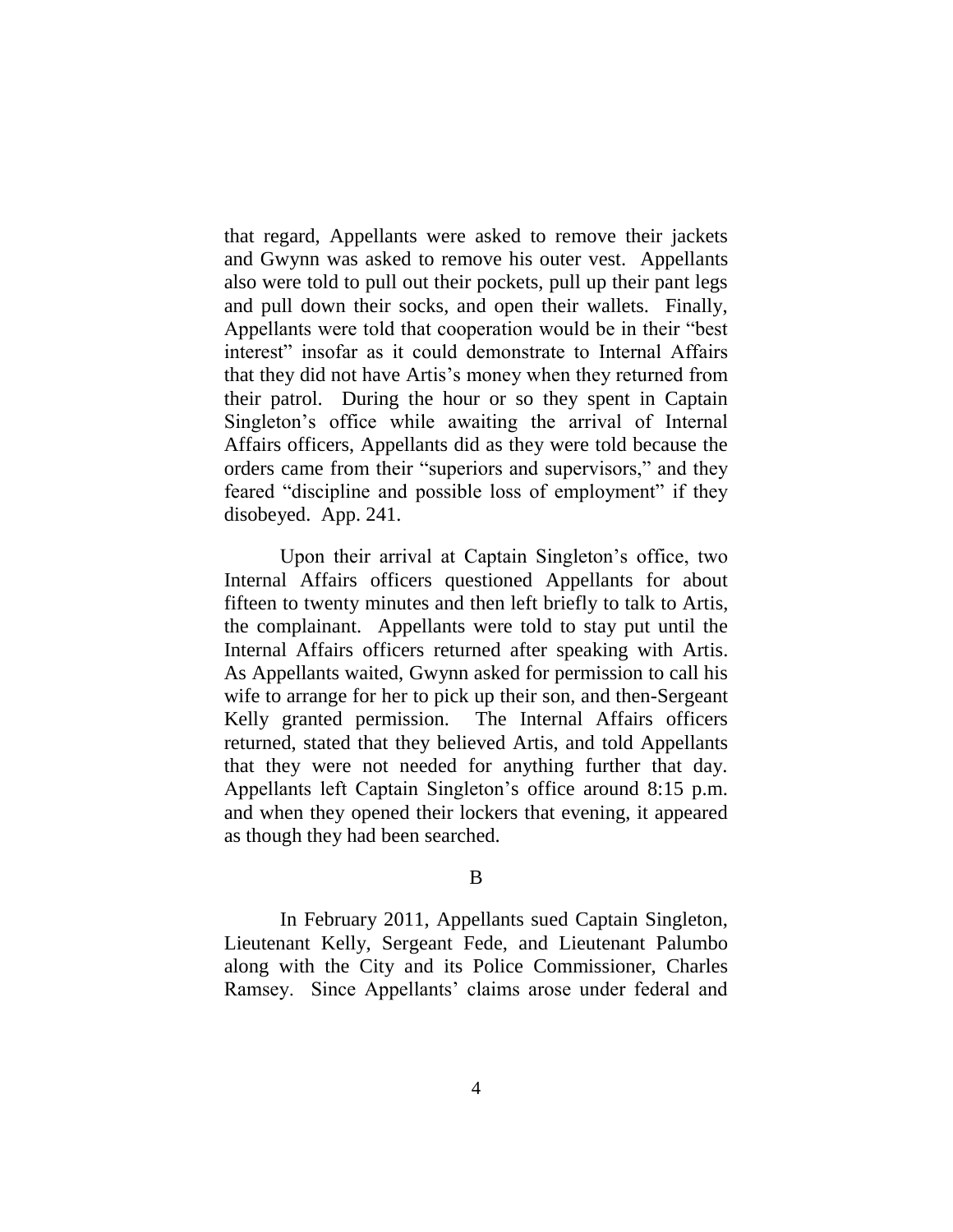that regard, Appellants were asked to remove their jackets and Gwynn was asked to remove his outer vest. Appellants also were told to pull out their pockets, pull up their pant legs and pull down their socks, and open their wallets. Finally, Appellants were told that cooperation would be in their "best interest" insofar as it could demonstrate to Internal Affairs that they did not have Artis's money when they returned from their patrol. During the hour or so they spent in Captain Singleton's office while awaiting the arrival of Internal Affairs officers, Appellants did as they were told because the orders came from their "superiors and supervisors," and they feared "discipline and possible loss of employment" if they disobeyed. App. 241.

Upon their arrival at Captain Singleton's office, two Internal Affairs officers questioned Appellants for about fifteen to twenty minutes and then left briefly to talk to Artis, the complainant. Appellants were told to stay put until the Internal Affairs officers returned after speaking with Artis. As Appellants waited, Gwynn asked for permission to call his wife to arrange for her to pick up their son, and then-Sergeant Kelly granted permission. The Internal Affairs officers returned, stated that they believed Artis, and told Appellants that they were not needed for anything further that day. Appellants left Captain Singleton's office around 8:15 p.m. and when they opened their lockers that evening, it appeared as though they had been searched.

### B

In February 2011, Appellants sued Captain Singleton, Lieutenant Kelly, Sergeant Fede, and Lieutenant Palumbo along with the City and its Police Commissioner, Charles Ramsey. Since Appellants' claims arose under federal and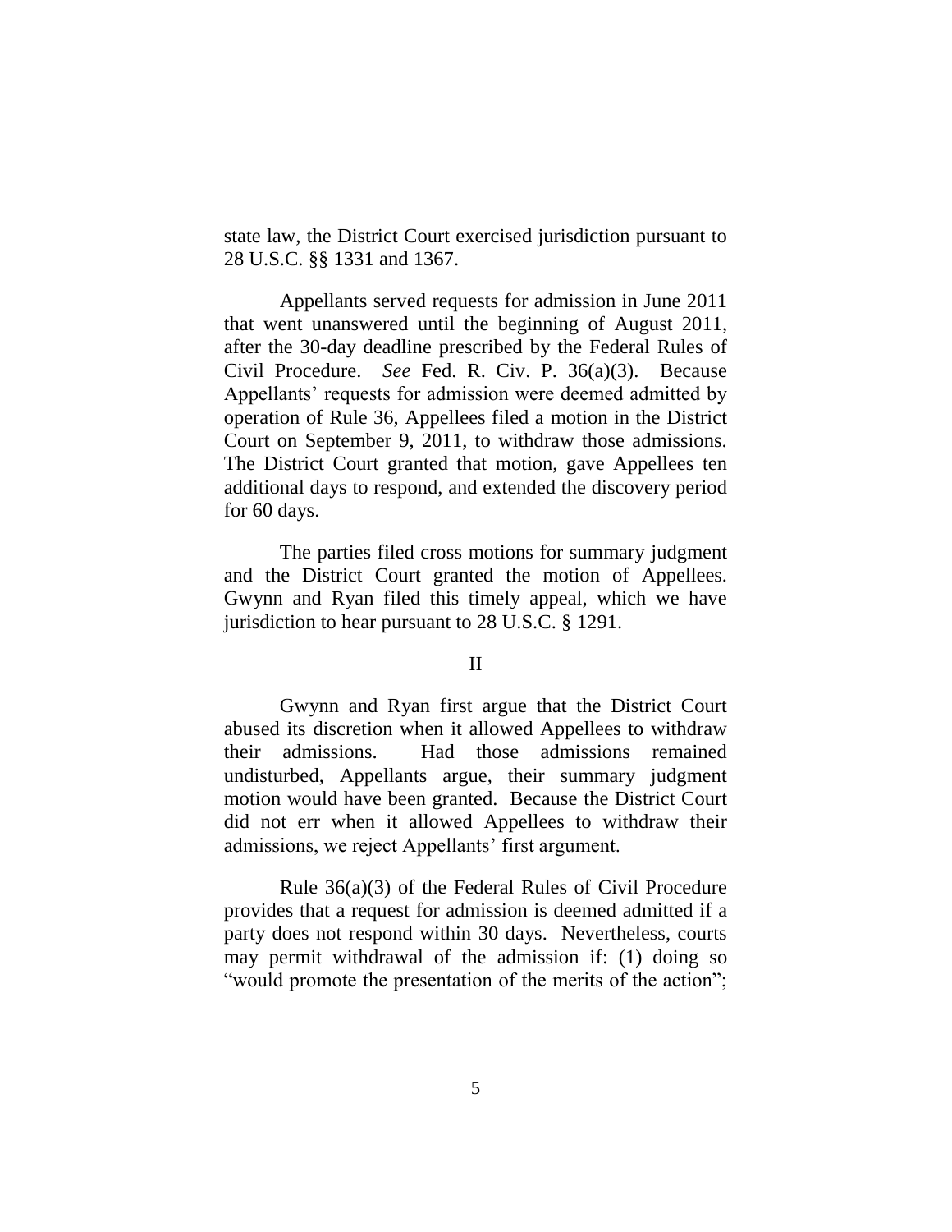state law, the District Court exercised jurisdiction pursuant to 28 U.S.C. §§ 1331 and 1367.

Appellants served requests for admission in June 2011 that went unanswered until the beginning of August 2011, after the 30-day deadline prescribed by the Federal Rules of Civil Procedure. *See* Fed. R. Civ. P. 36(a)(3). Because Appellants' requests for admission were deemed admitted by operation of Rule 36, Appellees filed a motion in the District Court on September 9, 2011, to withdraw those admissions. The District Court granted that motion, gave Appellees ten additional days to respond, and extended the discovery period for 60 days.

The parties filed cross motions for summary judgment and the District Court granted the motion of Appellees. Gwynn and Ryan filed this timely appeal, which we have jurisdiction to hear pursuant to 28 U.S.C. § 1291.

## II

Gwynn and Ryan first argue that the District Court abused its discretion when it allowed Appellees to withdraw their admissions. Had those admissions remained undisturbed, Appellants argue, their summary judgment motion would have been granted. Because the District Court did not err when it allowed Appellees to withdraw their admissions, we reject Appellants' first argument.

Rule 36(a)(3) of the Federal Rules of Civil Procedure provides that a request for admission is deemed admitted if a party does not respond within 30 days. Nevertheless, courts may permit withdrawal of the admission if: (1) doing so "would promote the presentation of the merits of the action";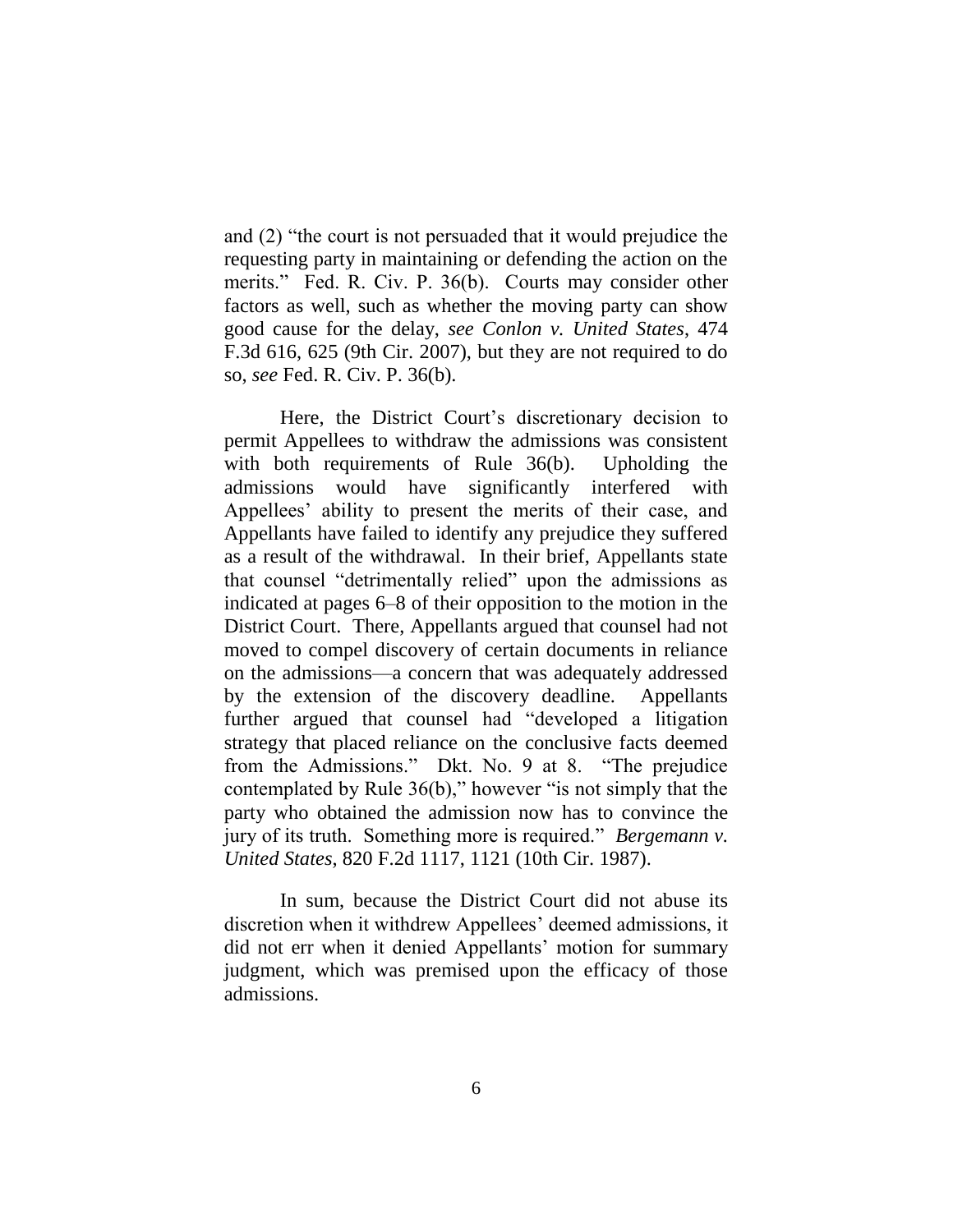and (2) "the court is not persuaded that it would prejudice the requesting party in maintaining or defending the action on the merits." Fed. R. Civ. P. 36(b). Courts may consider other factors as well, such as whether the moving party can show good cause for the delay, *see Conlon v. United States*, 474 F.3d 616, 625 (9th Cir. 2007), but they are not required to do so, *see* Fed. R. Civ. P. 36(b).

Here, the District Court's discretionary decision to permit Appellees to withdraw the admissions was consistent with both requirements of Rule 36(b). Upholding the admissions would have significantly interfered with Appellees' ability to present the merits of their case, and Appellants have failed to identify any prejudice they suffered as a result of the withdrawal. In their brief, Appellants state that counsel "detrimentally relied" upon the admissions as indicated at pages 6–8 of their opposition to the motion in the District Court. There, Appellants argued that counsel had not moved to compel discovery of certain documents in reliance on the admissions—a concern that was adequately addressed by the extension of the discovery deadline. Appellants further argued that counsel had "developed a litigation strategy that placed reliance on the conclusive facts deemed from the Admissions." Dkt. No. 9 at 8. "The prejudice contemplated by Rule 36(b)," however "is not simply that the party who obtained the admission now has to convince the jury of its truth. Something more is required." *Bergemann v. United States*, 820 F.2d 1117, 1121 (10th Cir. 1987).

In sum, because the District Court did not abuse its discretion when it withdrew Appellees' deemed admissions, it did not err when it denied Appellants' motion for summary judgment, which was premised upon the efficacy of those admissions.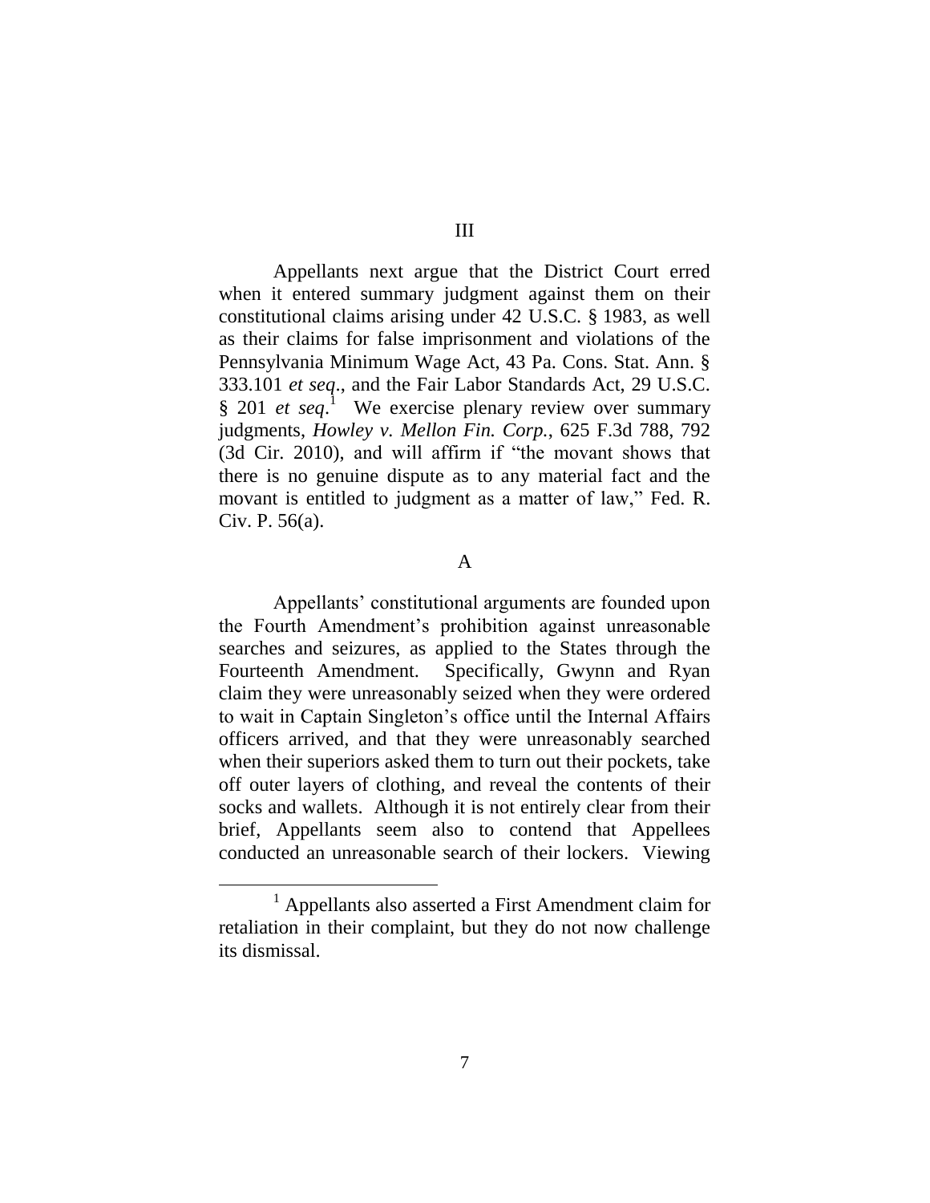### III

Appellants next argue that the District Court erred when it entered summary judgment against them on their constitutional claims arising under 42 U.S.C. § 1983, as well as their claims for false imprisonment and violations of the Pennsylvania Minimum Wage Act, 43 Pa. Cons. Stat. Ann. § 333.101 *et seq*., and the Fair Labor Standards Act, 29 U.S.C. § 201 *et seq*.[1] We exercise plenary review over summary judgments, *Howley v. Mellon Fin. Corp.*, 625 F.3d 788, 792 (3d Cir. 2010), and will affirm if "the movant shows that there is no genuine dispute as to any material fact and the movant is entitled to judgment as a matter of law," Fed. R. Civ. P. 56(a).

#### A

Appellants' constitutional arguments are founded upon the Fourth Amendment's prohibition against unreasonable searches and seizures, as applied to the States through the Fourteenth Amendment. Specifically, Gwynn and Ryan claim they were unreasonably seized when they were ordered to wait in Captain Singleton's office until the Internal Affairs officers arrived, and that they were unreasonably searched when their superiors asked them to turn out their pockets, take off outer layers of clothing, and reveal the contents of their socks and wallets. Although it is not entirely clear from their brief, Appellants seem also to contend that Appellees conducted an unreasonable search of their lockers. Viewing

[1] Appellants also asserted a First Amendment claim for retaliation in their complaint, but they do not now challenge its dismissal.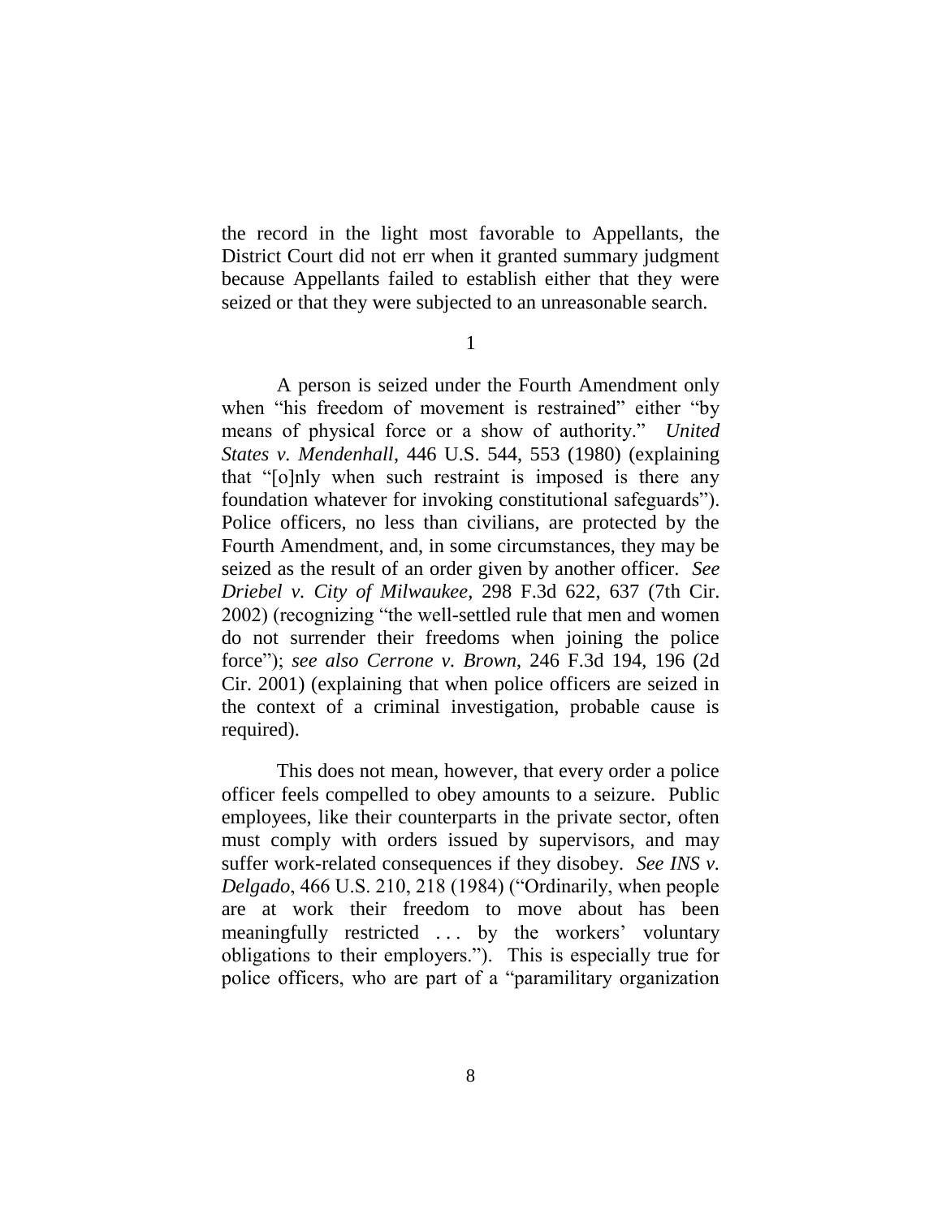the record in the light most favorable to Appellants, the District Court did not err when it granted summary judgment because Appellants failed to establish either that they were seized or that they were subjected to an unreasonable search.

1

A person is seized under the Fourth Amendment only when "his freedom of movement is restrained" either "by means of physical force or a show of authority." *United States v. Mendenhall*, 446 U.S. 544, 553 (1980) (explaining that "[o]nly when such restraint is imposed is there any foundation whatever for invoking constitutional safeguards"). Police officers, no less than civilians, are protected by the Fourth Amendment, and, in some circumstances, they may be seized as the result of an order given by another officer. *See Driebel v. City of Milwaukee*, 298 F.3d 622, 637 (7th Cir. 2002) (recognizing "the well-settled rule that men and women do not surrender their freedoms when joining the police force"); *see also Cerrone v. Brown*, 246 F.3d 194, 196 (2d Cir. 2001) (explaining that when police officers are seized in the context of a criminal investigation, probable cause is required).

This does not mean, however, that every order a police officer feels compelled to obey amounts to a seizure. Public employees, like their counterparts in the private sector, often must comply with orders issued by supervisors, and may suffer work-related consequences if they disobey. *See INS v. Delgado*, 466 U.S. 210, 218 (1984) ("Ordinarily, when people are at work their freedom to move about has been meaningfully restricted . . . by the workers' voluntary obligations to their employers."). This is especially true for police officers, who are part of a "paramilitary organization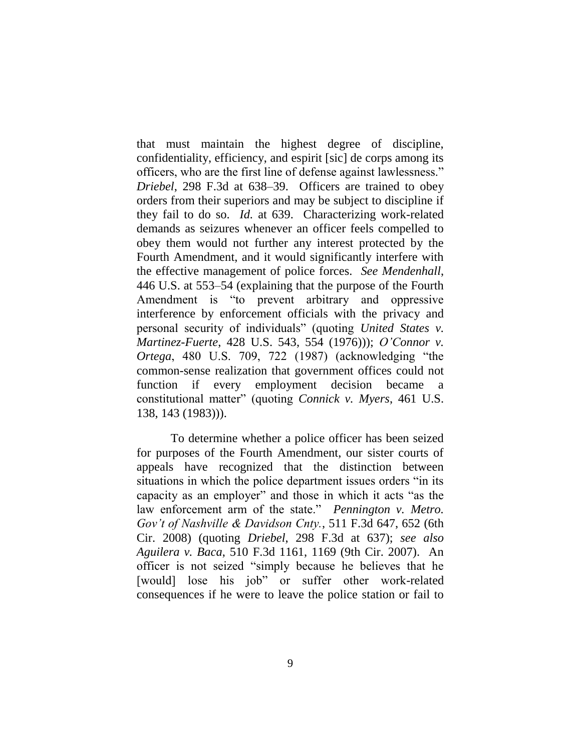that must maintain the highest degree of discipline, confidentiality, efficiency, and espirit [sic] de corps among its officers, who are the first line of defense against lawlessness." *Driebel*, 298 F.3d at 638–39. Officers are trained to obey orders from their superiors and may be subject to discipline if they fail to do so. *Id.* at 639. Characterizing work-related demands as seizures whenever an officer feels compelled to obey them would not further any interest protected by the Fourth Amendment, and it would significantly interfere with the effective management of police forces. *See Mendenhall*, 446 U.S. at 553–54 (explaining that the purpose of the Fourth Amendment is "to prevent arbitrary and oppressive interference by enforcement officials with the privacy and personal security of individuals" (quoting *United States v. Martinez-Fuerte*, 428 U.S. 543, 554 (1976))); *O'Connor v. Ortega*, 480 U.S. 709, 722 (1987) (acknowledging "the common-sense realization that government offices could not function if every employment decision became a constitutional matter" (quoting *Connick v. Myers*, 461 U.S. 138, 143 (1983))).

To determine whether a police officer has been seized for purposes of the Fourth Amendment, our sister courts of appeals have recognized that the distinction between situations in which the police department issues orders "in its capacity as an employer" and those in which it acts "as the law enforcement arm of the state." *Pennington v. Metro. Gov't of Nashville & Davidson Cnty.*, 511 F.3d 647, 652 (6th Cir. 2008) (quoting *Driebel*, 298 F.3d at 637); *see also Aguilera v. Baca*, 510 F.3d 1161, 1169 (9th Cir. 2007). An officer is not seized "simply because he believes that he [would] lose his job" or suffer other work-related consequences if he were to leave the police station or fail to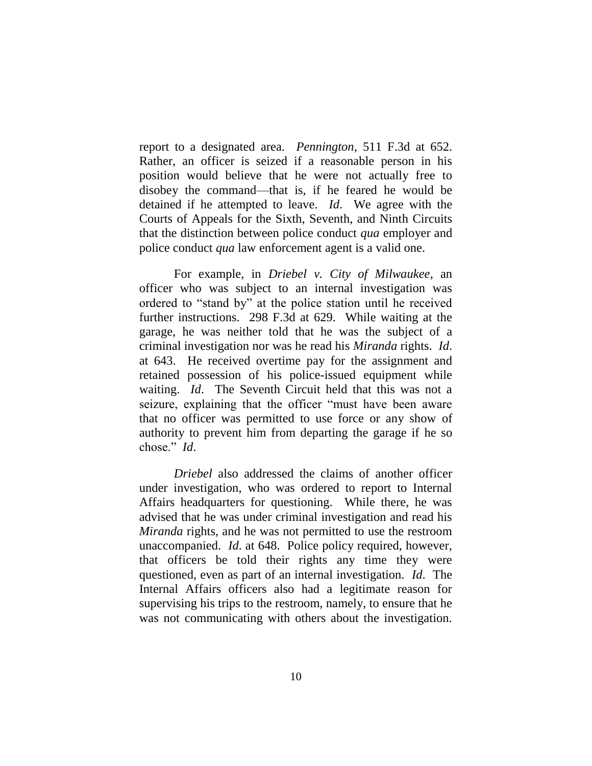report to a designated area. *Pennington*, 511 F.3d at 652. Rather, an officer is seized if a reasonable person in his position would believe that he were not actually free to disobey the command—that is, if he feared he would be detained if he attempted to leave. *Id*. We agree with the Courts of Appeals for the Sixth, Seventh, and Ninth Circuits that the distinction between police conduct *qua* employer and police conduct *qua* law enforcement agent is a valid one.

For example, in *Driebel v. City of Milwaukee*, an officer who was subject to an internal investigation was ordered to "stand by" at the police station until he received further instructions. 298 F.3d at 629. While waiting at the garage, he was neither told that he was the subject of a criminal investigation nor was he read his *Miranda* rights. *Id*. at 643. He received overtime pay for the assignment and retained possession of his police-issued equipment while waiting. *Id*. The Seventh Circuit held that this was not a seizure, explaining that the officer "must have been aware that no officer was permitted to use force or any show of authority to prevent him from departing the garage if he so chose." *Id*.

*Driebel* also addressed the claims of another officer under investigation, who was ordered to report to Internal Affairs headquarters for questioning. While there, he was advised that he was under criminal investigation and read his *Miranda* rights, and he was not permitted to use the restroom unaccompanied. *Id*. at 648. Police policy required, however, that officers be told their rights any time they were questioned, even as part of an internal investigation. *Id*. The Internal Affairs officers also had a legitimate reason for supervising his trips to the restroom, namely, to ensure that he was not communicating with others about the investigation.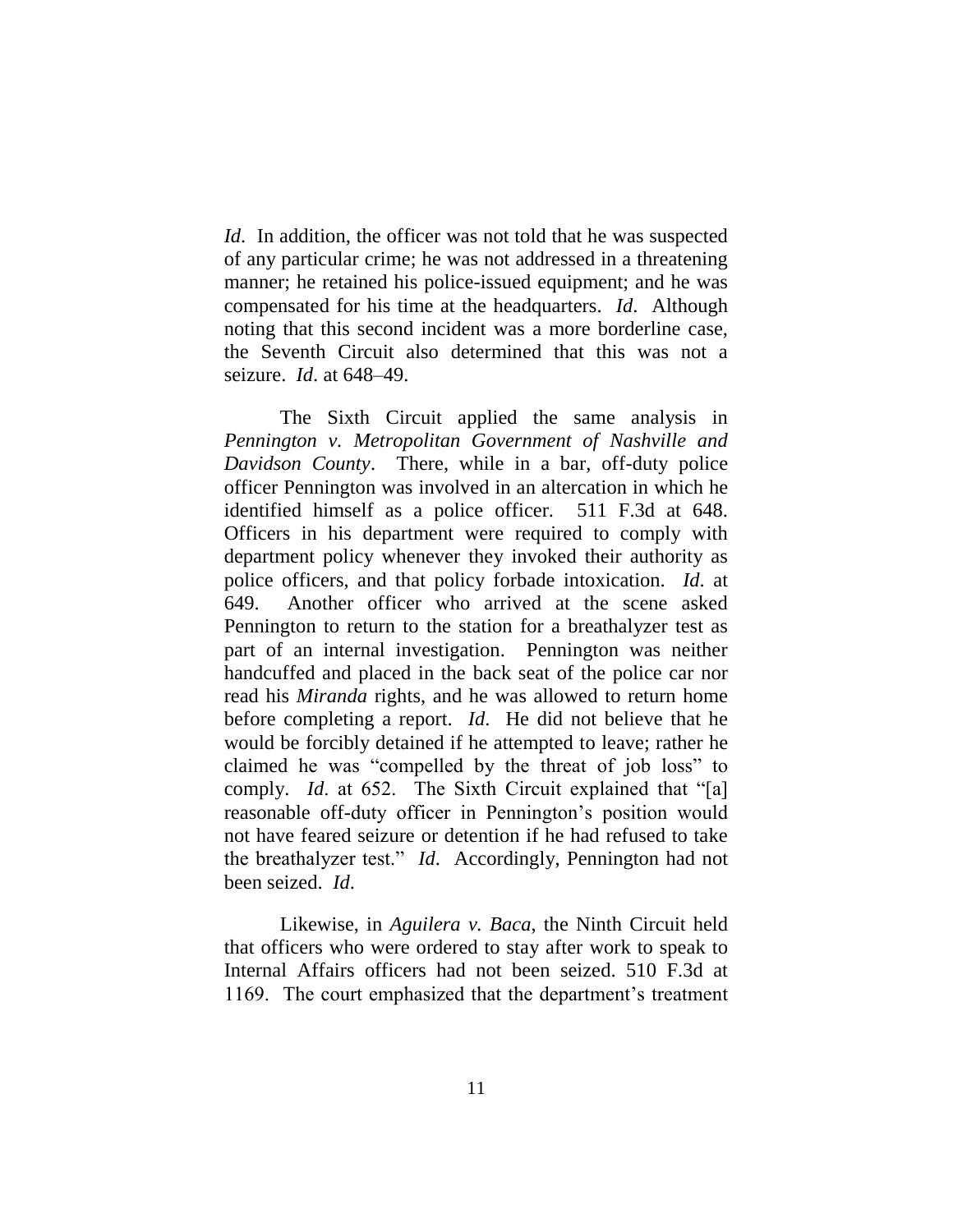*Id*. In addition, the officer was not told that he was suspected of any particular crime; he was not addressed in a threatening manner; he retained his police-issued equipment; and he was compensated for his time at the headquarters. *Id*. Although noting that this second incident was a more borderline case, the Seventh Circuit also determined that this was not a seizure. *Id*. at 648–49.

The Sixth Circuit applied the same analysis in *Pennington v. Metropolitan Government of Nashville and Davidson County*. There, while in a bar, off-duty police officer Pennington was involved in an altercation in which he identified himself as a police officer. 511 F.3d at 648. Officers in his department were required to comply with department policy whenever they invoked their authority as police officers, and that policy forbade intoxication. *Id*. at 649. Another officer who arrived at the scene asked Pennington to return to the station for a breathalyzer test as part of an internal investigation. Pennington was neither handcuffed and placed in the back seat of the police car nor read his *Miranda* rights, and he was allowed to return home before completing a report. *Id*. He did not believe that he would be forcibly detained if he attempted to leave; rather he claimed he was "compelled by the threat of job loss" to comply. *Id*. at 652. The Sixth Circuit explained that "[a] reasonable off-duty officer in Pennington's position would not have feared seizure or detention if he had refused to take the breathalyzer test." *Id*. Accordingly, Pennington had not been seized. *Id*.

Likewise, in *Aguilera v. Baca*, the Ninth Circuit held that officers who were ordered to stay after work to speak to Internal Affairs officers had not been seized. 510 F.3d at 1169. The court emphasized that the department's treatment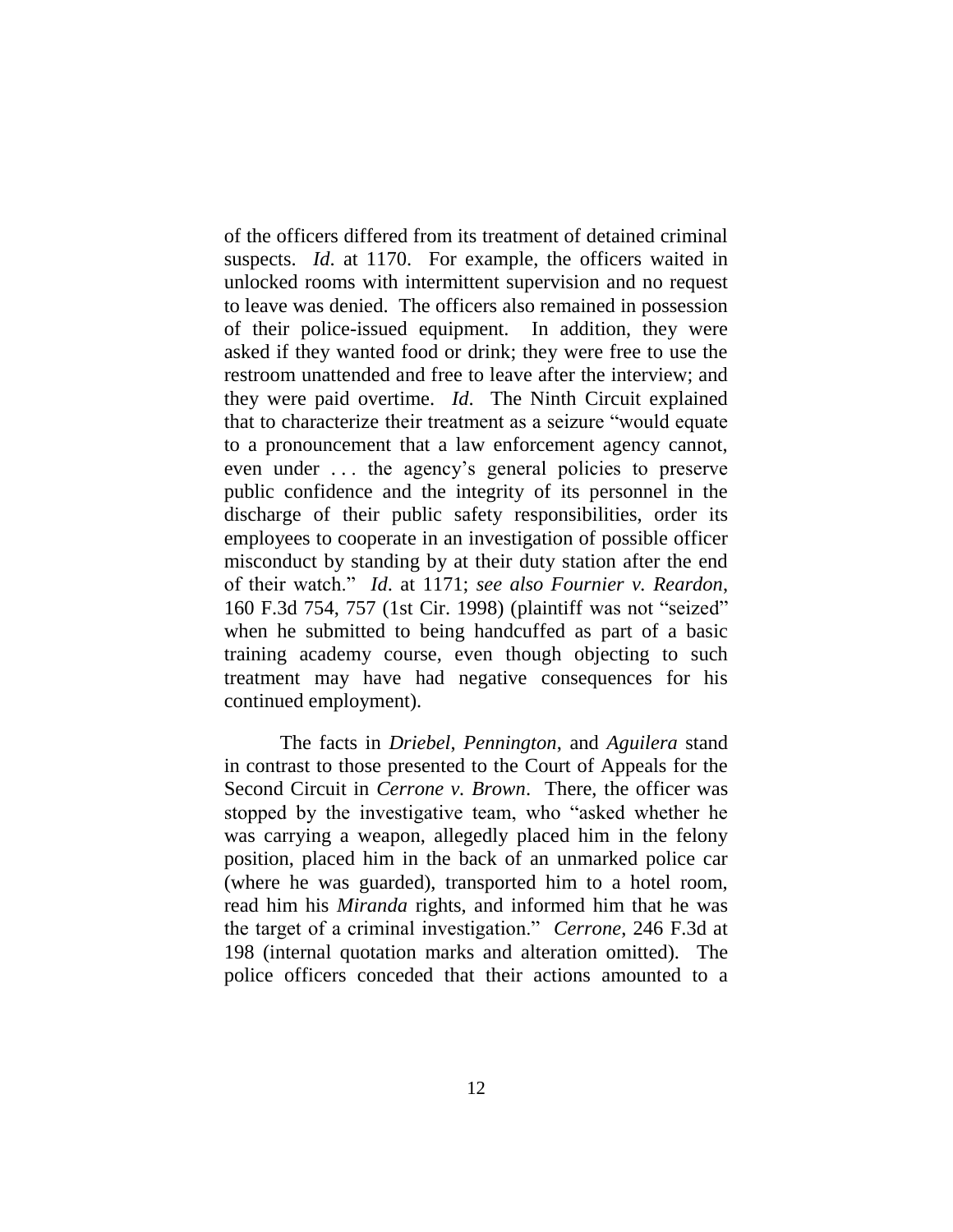of the officers differed from its treatment of detained criminal suspects. *Id*. at 1170. For example, the officers waited in unlocked rooms with intermittent supervision and no request to leave was denied. The officers also remained in possession of their police-issued equipment. In addition, they were asked if they wanted food or drink; they were free to use the restroom unattended and free to leave after the interview; and they were paid overtime. *Id*. The Ninth Circuit explained that to characterize their treatment as a seizure "would equate to a pronouncement that a law enforcement agency cannot, even under . . . the agency's general policies to preserve public confidence and the integrity of its personnel in the discharge of their public safety responsibilities, order its employees to cooperate in an investigation of possible officer misconduct by standing by at their duty station after the end of their watch." *Id*. at 1171; *see also Fournier v. Reardon*, 160 F.3d 754, 757 (1st Cir. 1998) (plaintiff was not "seized" when he submitted to being handcuffed as part of a basic training academy course, even though objecting to such treatment may have had negative consequences for his continued employment).

The facts in *Driebel*, *Pennington*, and *Aguilera* stand in contrast to those presented to the Court of Appeals for the Second Circuit in *Cerrone v. Brown*. There, the officer was stopped by the investigative team, who "asked whether he was carrying a weapon, allegedly placed him in the felony position, placed him in the back of an unmarked police car (where he was guarded), transported him to a hotel room, read him his *Miranda* rights, and informed him that he was the target of a criminal investigation." *Cerrone*, 246 F.3d at 198 (internal quotation marks and alteration omitted). The police officers conceded that their actions amounted to a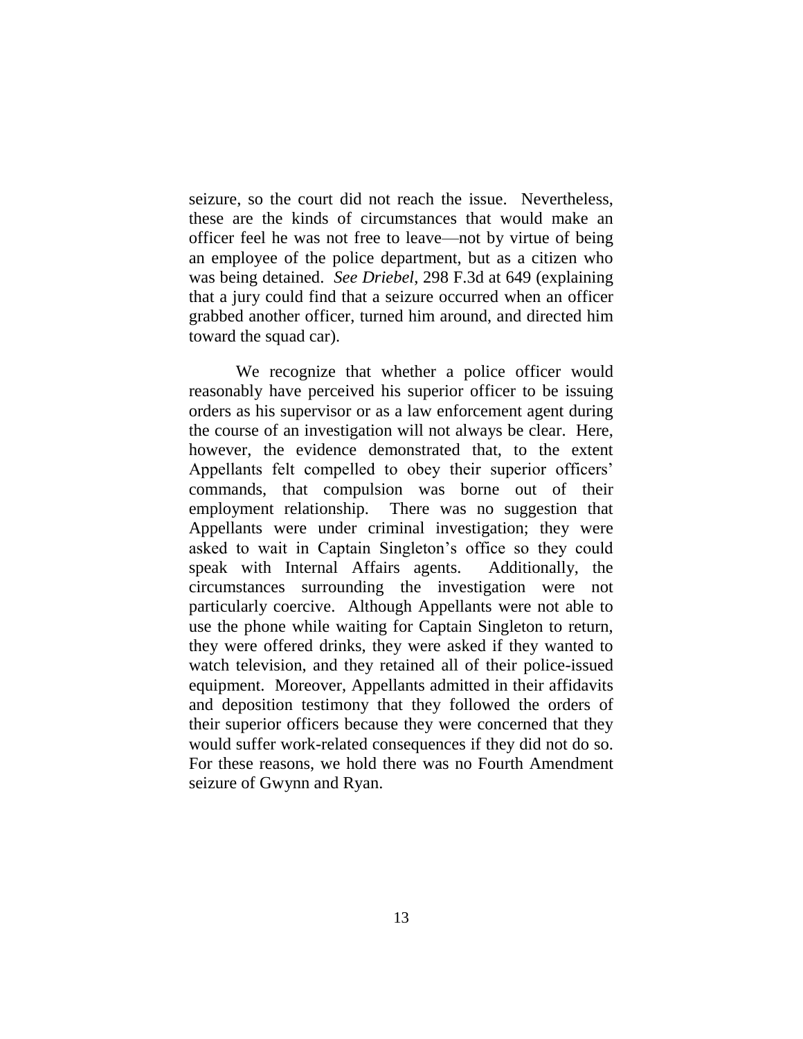seizure, so the court did not reach the issue. Nevertheless, these are the kinds of circumstances that would make an officer feel he was not free to leave—not by virtue of being an employee of the police department, but as a citizen who was being detained. *See Driebel*, 298 F.3d at 649 (explaining that a jury could find that a seizure occurred when an officer grabbed another officer, turned him around, and directed him toward the squad car).

We recognize that whether a police officer would reasonably have perceived his superior officer to be issuing orders as his supervisor or as a law enforcement agent during the course of an investigation will not always be clear. Here, however, the evidence demonstrated that, to the extent Appellants felt compelled to obey their superior officers' commands, that compulsion was borne out of their employment relationship. There was no suggestion that Appellants were under criminal investigation; they were asked to wait in Captain Singleton's office so they could speak with Internal Affairs agents. Additionally, the circumstances surrounding the investigation were not particularly coercive. Although Appellants were not able to use the phone while waiting for Captain Singleton to return, they were offered drinks, they were asked if they wanted to watch television, and they retained all of their police-issued equipment. Moreover, Appellants admitted in their affidavits and deposition testimony that they followed the orders of their superior officers because they were concerned that they would suffer work-related consequences if they did not do so. For these reasons, we hold there was no Fourth Amendment seizure of Gwynn and Ryan.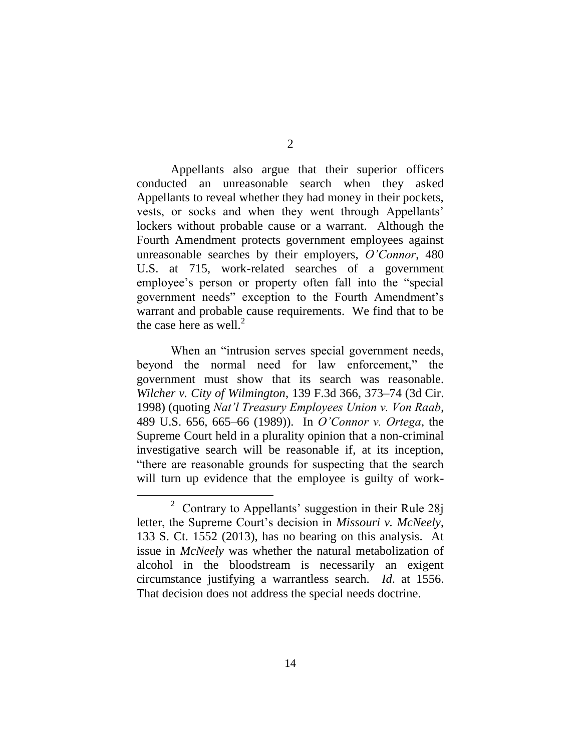Appellants also argue that their superior officers conducted an unreasonable search when they asked Appellants to reveal whether they had money in their pockets, vests, or socks and when they went through Appellants' lockers without probable cause or a warrant. Although the Fourth Amendment protects government employees against unreasonable searches by their employers, *O'Connor*, 480 U.S. at 715, work-related searches of a government employee's person or property often fall into the "special government needs" exception to the Fourth Amendment's warrant and probable cause requirements. We find that to be the case here as well.[2]

When an "intrusion serves special government needs, beyond the normal need for law enforcement," the government must show that its search was reasonable. *Wilcher v. City of Wilmington*, 139 F.3d 366, 373–74 (3d Cir. 1998) (quoting *Nat'l Treasury Employees Union v. Von Raab*, 489 U.S. 656, 665–66 (1989)). In *O'Connor v. Ortega*, the Supreme Court held in a plurality opinion that a non-criminal investigative search will be reasonable if, at its inception, "there are reasonable grounds for suspecting that the search will turn up evidence that the employee is guilty of work-

---

[2] Contrary to Appellants' suggestion in their Rule 28j letter, the Supreme Court's decision in *Missouri v. McNeely*, 133 S. Ct. 1552 (2013), has no bearing on this analysis. At issue in *McNeely* was whether the natural metabolization of alcohol in the bloodstream is necessarily an exigent circumstance justifying a warrantless search. *Id*. at 1556. That decision does not address the special needs doctrine.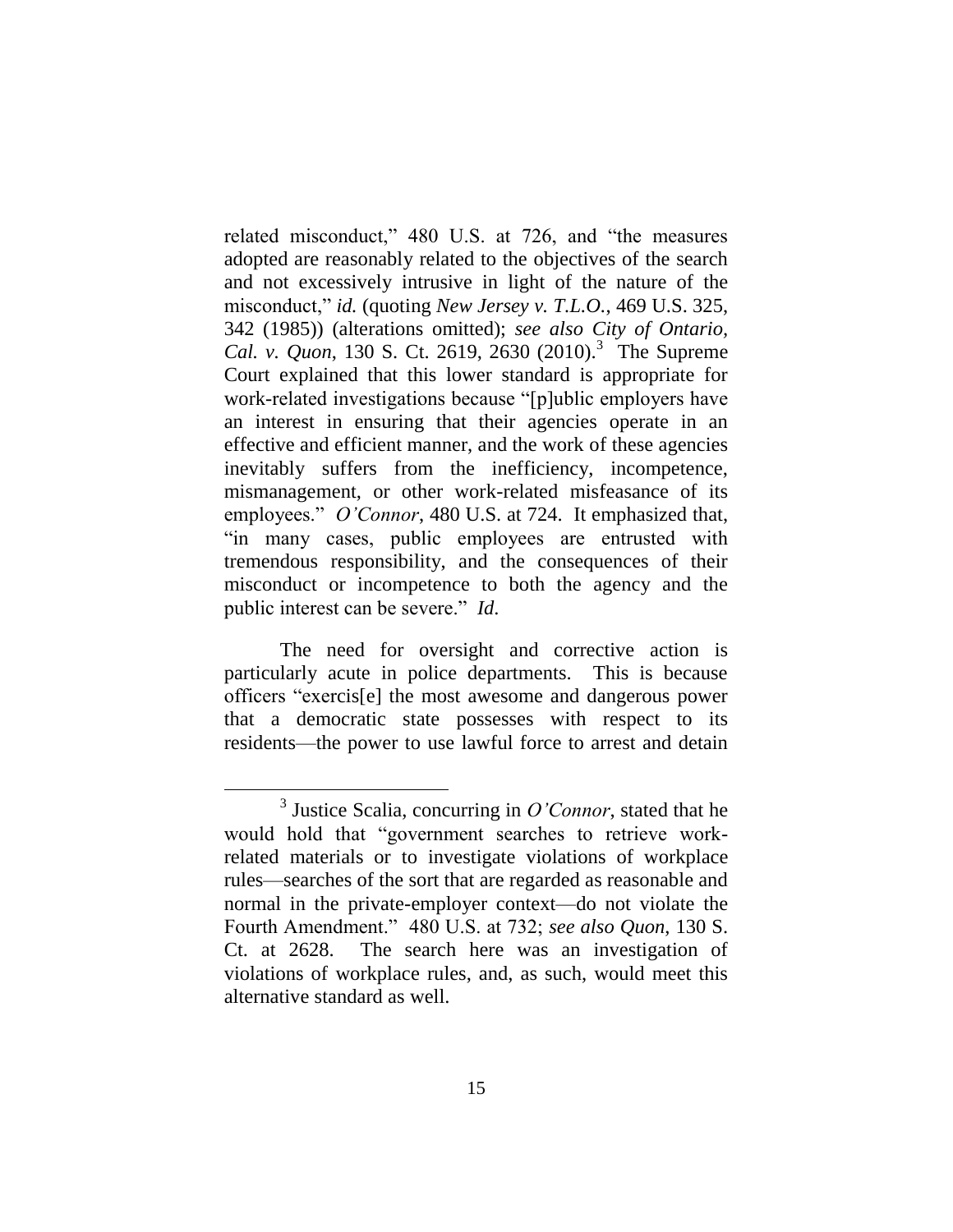related misconduct," 480 U.S. at 726, and "the measures adopted are reasonably related to the objectives of the search and not excessively intrusive in light of the nature of the misconduct," *id.* (quoting *New Jersey v. T.L.O.*, 469 U.S. 325, 342 (1985)) (alterations omitted); *see also City of Ontario, Cal. v. Quon*, 130 S. Ct. 2619, 2630 (2010).[3] The Supreme Court explained that this lower standard is appropriate for work-related investigations because "[p]ublic employers have an interest in ensuring that their agencies operate in an effective and efficient manner, and the work of these agencies inevitably suffers from the inefficiency, incompetence, mismanagement, or other work-related misfeasance of its employees." *O'Connor*, 480 U.S. at 724. It emphasized that, "in many cases, public employees are entrusted with tremendous responsibility, and the consequences of their misconduct or incompetence to both the agency and the public interest can be severe." *Id.*

The need for oversight and corrective action is particularly acute in police departments. This is because officers "exercis[e] the most awesome and dangerous power that a democratic state possesses with respect to its residents—the power to use lawful force to arrest and detain

[3] Justice Scalia, concurring in *O'Connor*, stated that he would hold that "government searches to retrieve work-related materials or to investigate violations of workplace rules—searches of the sort that are regarded as reasonable and normal in the private-employer context—do not violate the Fourth Amendment." 480 U.S. at 732; *see also Quon*, 130 S. Ct. at 2628. The search here was an investigation of violations of workplace rules, and, as such, would meet this alternative standard as well.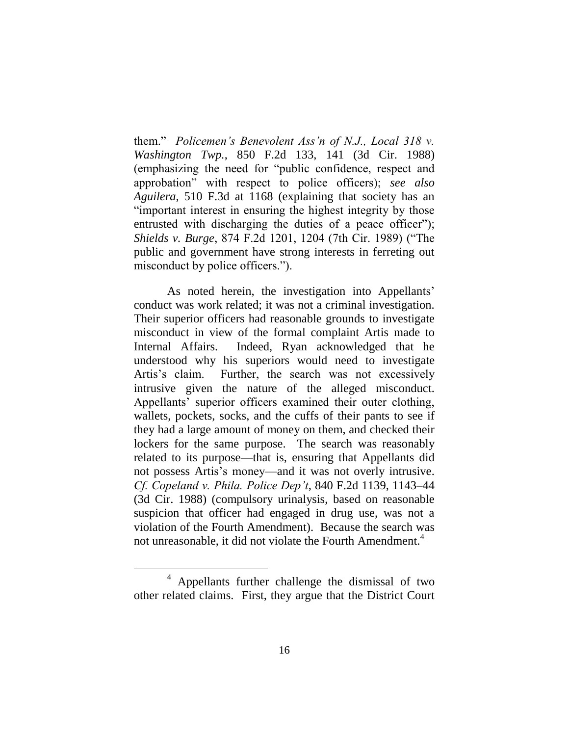them." *Policemen's Benevolent Ass'n of N.J., Local 318 v. Washington Twp.*, 850 F.2d 133, 141 (3d Cir. 1988) (emphasizing the need for "public confidence, respect and approbation" with respect to police officers); *see also Aguilera*, 510 F.3d at 1168 (explaining that society has an "important interest in ensuring the highest integrity by those entrusted with discharging the duties of a peace officer"); *Shields v. Burge*, 874 F.2d 1201, 1204 (7th Cir. 1989) ("The public and government have strong interests in ferreting out misconduct by police officers.").

As noted herein, the investigation into Appellants' conduct was work related; it was not a criminal investigation. Their superior officers had reasonable grounds to investigate misconduct in view of the formal complaint Artis made to Internal Affairs. Indeed, Ryan acknowledged that he understood why his superiors would need to investigate Artis's claim. Further, the search was not excessively intrusive given the nature of the alleged misconduct. Appellants' superior officers examined their outer clothing, wallets, pockets, socks, and the cuffs of their pants to see if they had a large amount of money on them, and checked their lockers for the same purpose. The search was reasonably related to its purpose—that is, ensuring that Appellants did not possess Artis's money—and it was not overly intrusive. *Cf. Copeland v. Phila. Police Dep't*, 840 F.2d 1139, 1143–44 (3d Cir. 1988) (compulsory urinalysis, based on reasonable suspicion that officer had engaged in drug use, was not a violation of the Fourth Amendment). Because the search was not unreasonable, it did not violate the Fourth Amendment.[4]

---

[4] Appellants further challenge the dismissal of two other related claims. First, they argue that the District Court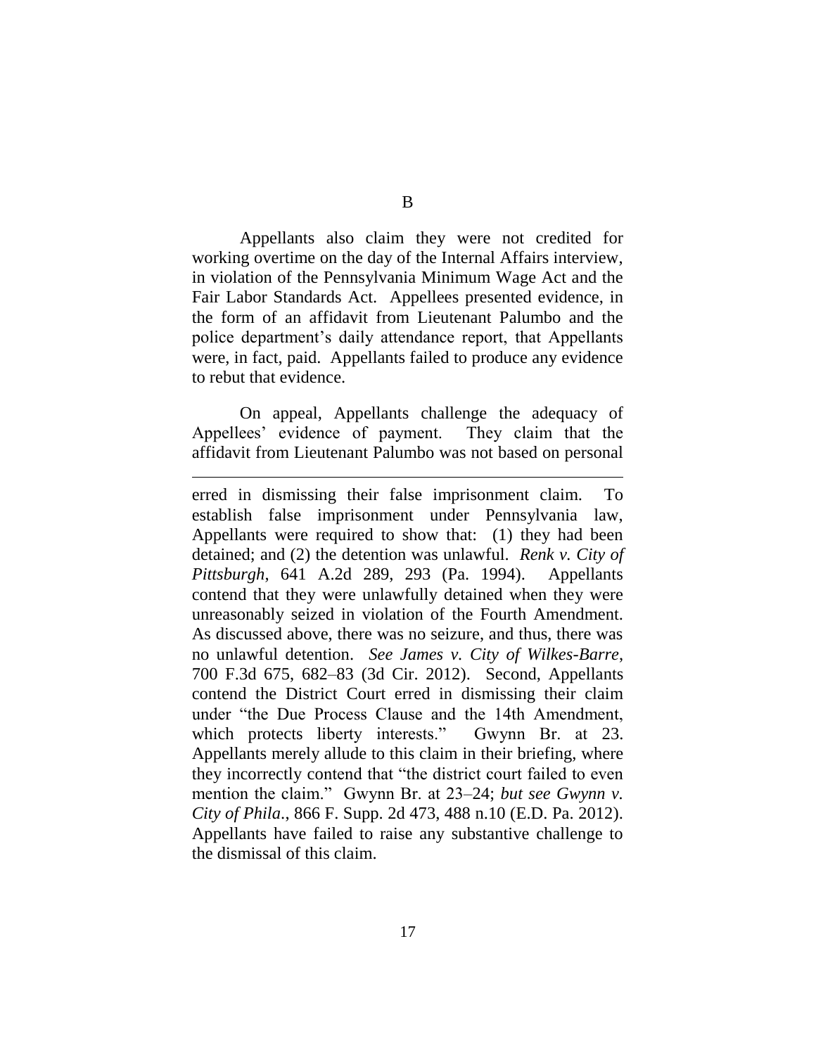B

Appellants also claim they were not credited for working overtime on the day of the Internal Affairs interview, in violation of the Pennsylvania Minimum Wage Act and the Fair Labor Standards Act. Appellees presented evidence, in the form of an affidavit from Lieutenant Palumbo and the police department's daily attendance report, that Appellants were, in fact, paid. Appellants failed to produce any evidence to rebut that evidence.

On appeal, Appellants challenge the adequacy of Appellees' evidence of payment. They claim that the affidavit from Lieutenant Palumbo was not based on personal

---

erred in dismissing their false imprisonment claim. To establish false imprisonment under Pennsylvania law, Appellants were required to show that: (1) they had been detained; and (2) the detention was unlawful. *Renk v. City of Pittsburgh*, 641 A.2d 289, 293 (Pa. 1994). Appellants contend that they were unlawfully detained when they were unreasonably seized in violation of the Fourth Amendment. As discussed above, there was no seizure, and thus, there was no unlawful detention. *See James v. City of Wilkes-Barre*, 700 F.3d 675, 682–83 (3d Cir. 2012). Second, Appellants contend the District Court erred in dismissing their claim under "the Due Process Clause and the 14th Amendment, which protects liberty interests." Gwynn Br. at 23. Appellants merely allude to this claim in their briefing, where they incorrectly contend that "the district court failed to even mention the claim." Gwynn Br. at 23–24; *but see Gwynn v. City of Phila.*, 866 F. Supp. 2d 473, 488 n.10 (E.D. Pa. 2012). Appellants have failed to raise any substantive challenge to the dismissal of this claim.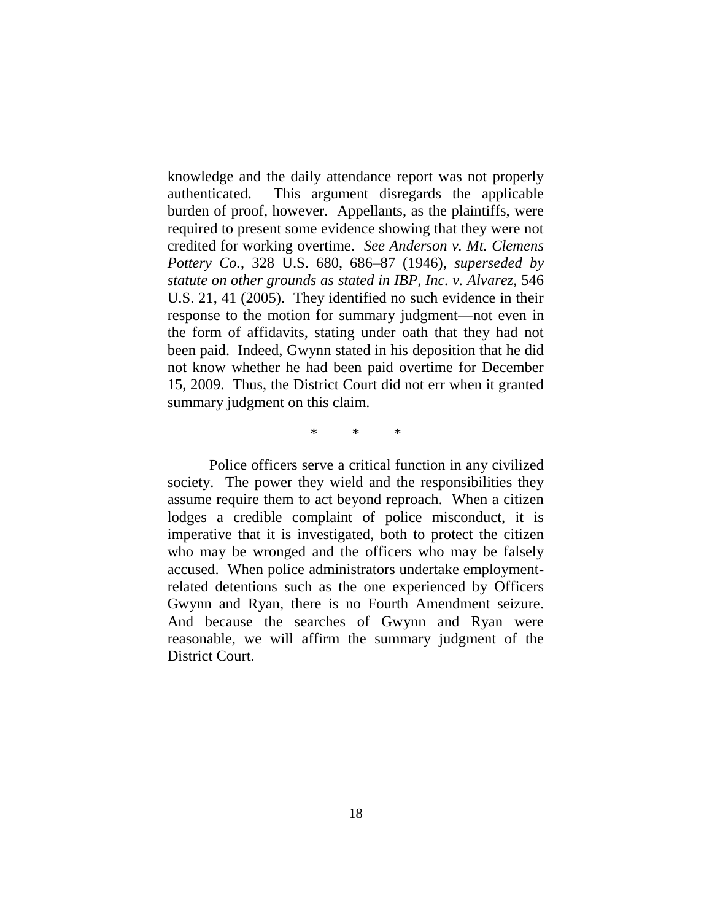knowledge and the daily attendance report was not properly authenticated. This argument disregards the applicable burden of proof, however. Appellants, as the plaintiffs, were required to present some evidence showing that they were not credited for working overtime. *See Anderson v. Mt. Clemens Pottery Co.*, 328 U.S. 680, 686–87 (1946), *superseded by statute on other grounds as stated in IBP, Inc. v. Alvarez*, 546 U.S. 21, 41 (2005). They identified no such evidence in their response to the motion for summary judgment—not even in the form of affidavits, stating under oath that they had not been paid. Indeed, Gwynn stated in his deposition that he did not know whether he had been paid overtime for December 15, 2009. Thus, the District Court did not err when it granted summary judgment on this claim.

\* \* \*

Police officers serve a critical function in any civilized society. The power they wield and the responsibilities they assume require them to act beyond reproach. When a citizen lodges a credible complaint of police misconduct, it is imperative that it is investigated, both to protect the citizen who may be wronged and the officers who may be falsely accused. When police administrators undertake employment-related detentions such as the one experienced by Officers Gwynn and Ryan, there is no Fourth Amendment seizure. And because the searches of Gwynn and Ryan were reasonable, we will affirm the summary judgment of the District Court.